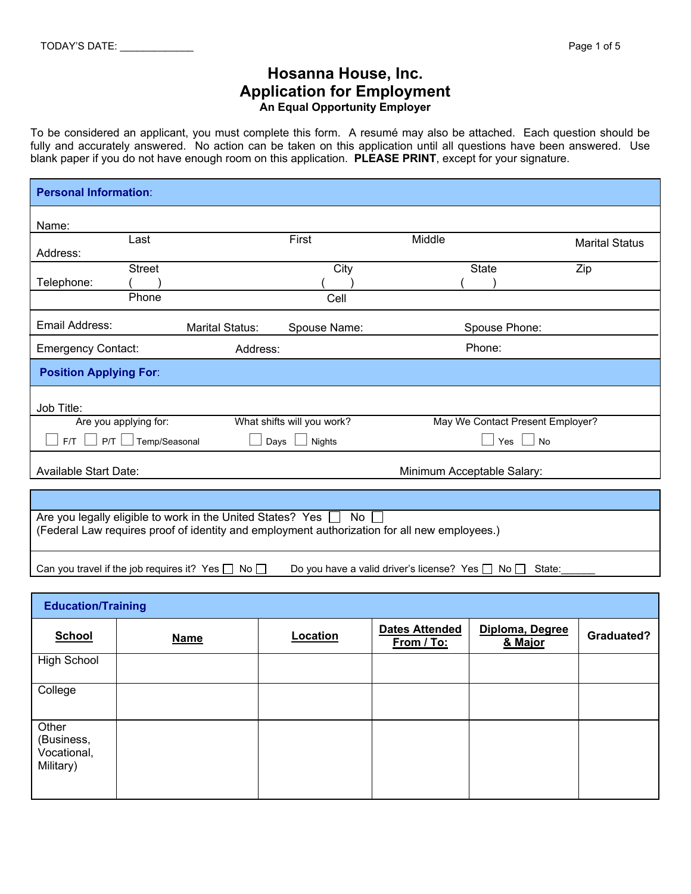TODAY'S DATE: _____________

# Hosanna House, Inc.
# Application for Employment
**An Equal Opportunity Employer**

To be considered an applicant, you must complete this form. A resumé may also be attached. Each question should be fully and accurately answered. No action can be taken on this application until all questions have been answered. Use blank paper if you do not have enough room on this application. **PLEASE PRINT**, except for your signature.

## Personal Information:

Name:
Last | First | Middle | Marital Status

Address:
Street | City | State | Zip

Telephone: ( ) Phone | ( ) Cell | ( )

Email Address: | Marital Status: | Spouse Name: | Spouse Phone:

Emergency Contact: | Address: | Phone:

## Position Applying For:

Job Title:

Are you applying for: ☐ F/T ☐ P/T ☐ Temp/Seasonal

What shifts will you work? ☐ Days ☐ Nights

May We Contact Present Employer? ☐ Yes ☐ No

Available Start Date: | Minimum Acceptable Salary:

---

Are you legally eligible to work in the United States? Yes ☐ No ☐
(Federal Law requires proof of identity and employment authorization for all new employees.)

Can you travel if the job requires it? Yes ☐ No ☐ Do you have a valid driver's license? Yes ☐ No ☐ State:______

## Education/Training

| School | Name | Location | Dates Attended From / To: | Diploma, Degree & Major | Graduated? |
|---|---|---|---|---|---|
| High School | | | | | |
| College | | | | | |
| Other (Business, Vocational, Military) | | | | | |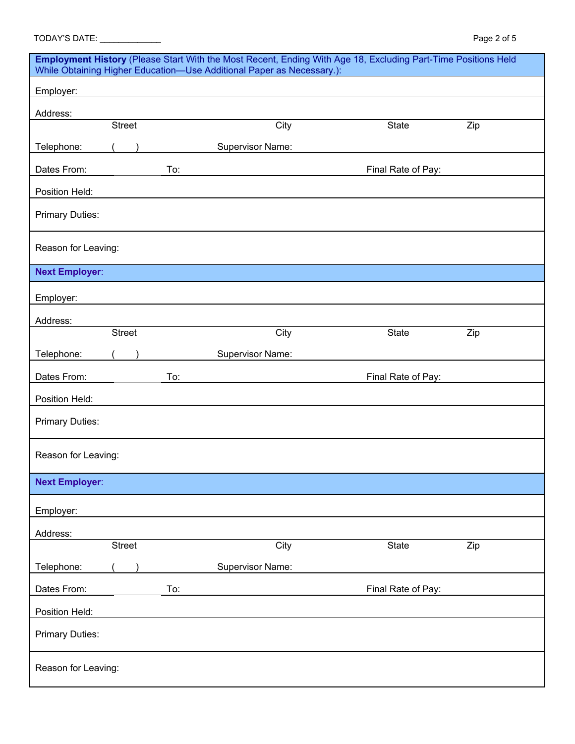TODAY'S DATE: ____________

**Employment History** (Please Start With the Most Recent, Ending With Age 18, Excluding Part-Time Positions Held While Obtaining Higher Education—Use Additional Paper as Necessary.):

Employer:

Address:

Street | City | State | Zip

Telephone: (     )    Supervisor Name:

Dates From:    To:    Final Rate of Pay:

Position Held:

Primary Duties:

Reason for Leaving:

**Next Employer**:

Employer:

Address:

Street | City | State | Zip

Telephone: (     )    Supervisor Name:

Dates From:    To:    Final Rate of Pay:

Position Held:

Primary Duties:

Reason for Leaving:

**Next Employer**:

Employer:

Address:

Street | City | State | Zip

Telephone: (     )    Supervisor Name:

Dates From:    To:    Final Rate of Pay:

Position Held:

Primary Duties:

Reason for Leaving: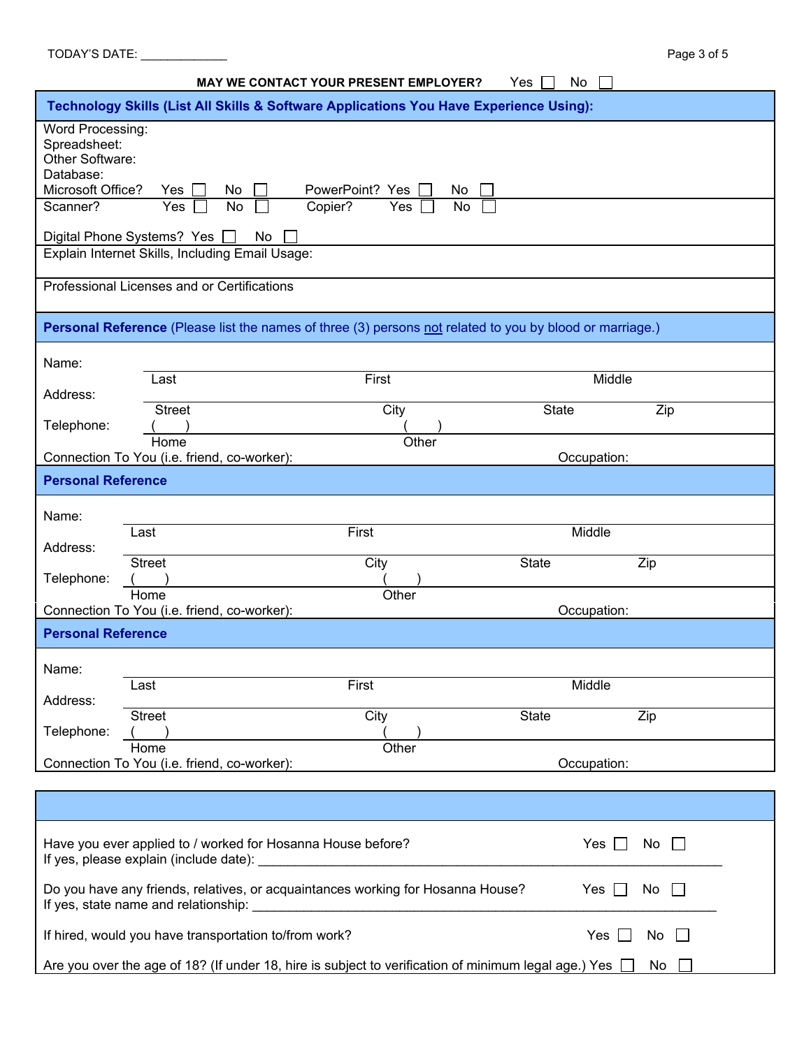TODAY'S DATE: ____________

**MAY WE CONTACT YOUR PRESENT EMPLOYER?** Yes ☐ No ☐

## Technology Skills (List All Skills & Software Applications You Have Experience Using):

Word Processing:
Spreadsheet:
Other Software:
Database:
Microsoft Office? Yes ☐ No ☐ PowerPoint? Yes ☐ No ☐

Scanner? Yes ☐ No ☐ Copier? Yes ☐ No ☐

Digital Phone Systems? Yes ☐ No ☐

Explain Internet Skills, Including Email Usage:

Professional Licenses and or Certifications

## Personal Reference (Please list the names of three (3) persons not related to you by blood or marriage.)

Name: ________________________________________________
Last First Middle

Address: ________________________________________________
Street City State Zip

Telephone: ( ) ( )
Home Other

Connection To You (i.e. friend, co-worker): Occupation:

## Personal Reference

Name: ________________________________________________
Last First Middle

Address: ________________________________________________
Street City State Zip

Telephone: ( ) ( )
Home Other

Connection To You (i.e. friend, co-worker): Occupation:

## Personal Reference

Name: ________________________________________________
Last First Middle

Address: ________________________________________________
Street City State Zip

Telephone: ( ) ( )
Home Other

Connection To You (i.e. friend, co-worker): Occupation:

---

Have you ever applied to / worked for Hosanna House before? Yes ☐ No ☐
If yes, please explain (include date): ____________________________________________

Do you have any friends, relatives, or acquaintances working for Hosanna House? Yes ☐ No ☐
If yes, state name and relationship: ____________________________________________

If hired, would you have transportation to/from work? Yes ☐ No ☐

Are you over the age of 18? (If under 18, hire is subject to verification of minimum legal age.) Yes ☐ No ☐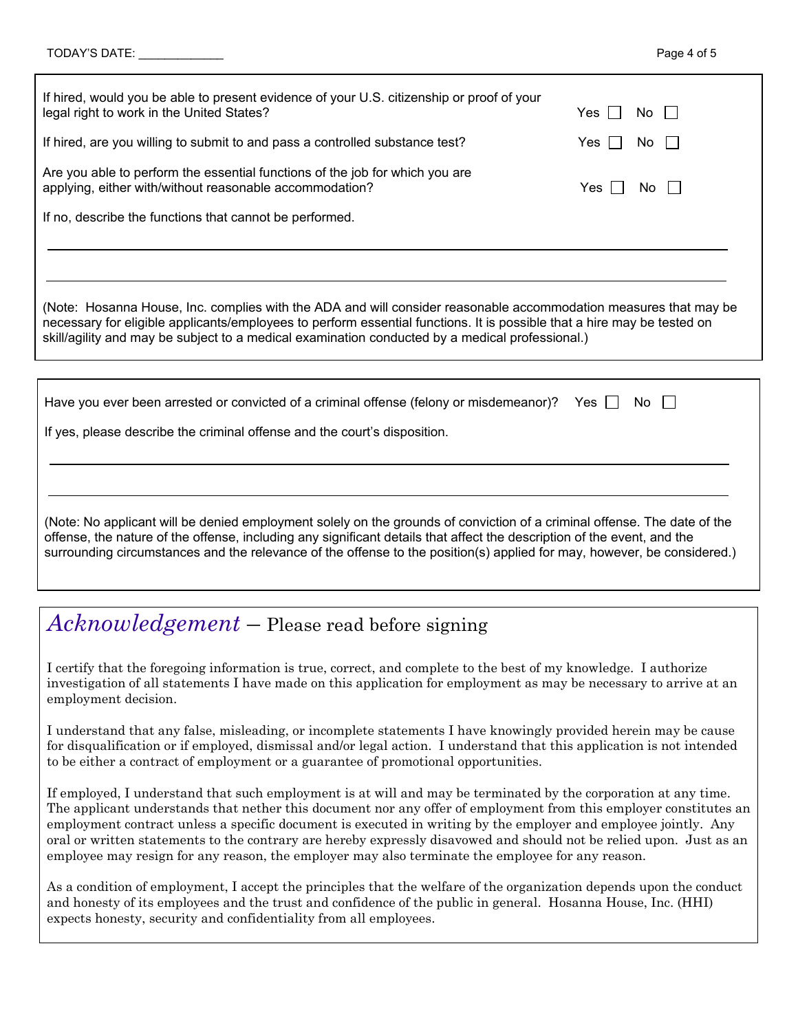TODAY'S DATE: _____________

If hired, would you be able to present evidence of your U.S. citizenship or proof of your legal right to work in the United States? Yes ☐ No ☐

If hired, are you willing to submit to and pass a controlled substance test? Yes ☐ No ☐

Are you able to perform the essential functions of the job for which you are applying, either with/without reasonable accommodation? Yes ☐ No ☐

If no, describe the functions that cannot be performed.

_______________________________________________________________________________

_______________________________________________________________________________

(Note: Hosanna House, Inc. complies with the ADA and will consider reasonable accommodation measures that may be necessary for eligible applicants/employees to perform essential functions. It is possible that a hire may be tested on skill/agility and may be subject to a medical examination conducted by a medical professional.)

Have you ever been arrested or convicted of a criminal offense (felony or misdemeanor)? Yes ☐ No ☐

If yes, please describe the criminal offense and the court's disposition.

_______________________________________________________________________________

_______________________________________________________________________________

(Note: No applicant will be denied employment solely on the grounds of conviction of a criminal offense. The date of the offense, the nature of the offense, including any significant details that affect the description of the event, and the surrounding circumstances and the relevance of the offense to the position(s) applied for may, however, be considered.)

## *Acknowledgement* – Please read before signing

I certify that the foregoing information is true, correct, and complete to the best of my knowledge. I authorize investigation of all statements I have made on this application for employment as may be necessary to arrive at an employment decision.

I understand that any false, misleading, or incomplete statements I have knowingly provided herein may be cause for disqualification or if employed, dismissal and/or legal action. I understand that this application is not intended to be either a contract of employment or a guarantee of promotional opportunities.

If employed, I understand that such employment is at will and may be terminated by the corporation at any time. The applicant understands that nether this document nor any offer of employment from this employer constitutes an employment contract unless a specific document is executed in writing by the employer and employee jointly. Any oral or written statements to the contrary are hereby expressly disavowed and should not be relied upon. Just as an employee may resign for any reason, the employer may also terminate the employee for any reason.

As a condition of employment, I accept the principles that the welfare of the organization depends upon the conduct and honesty of its employees and the trust and confidence of the public in general. Hosanna House, Inc. (HHI) expects honesty, security and confidentiality from all employees.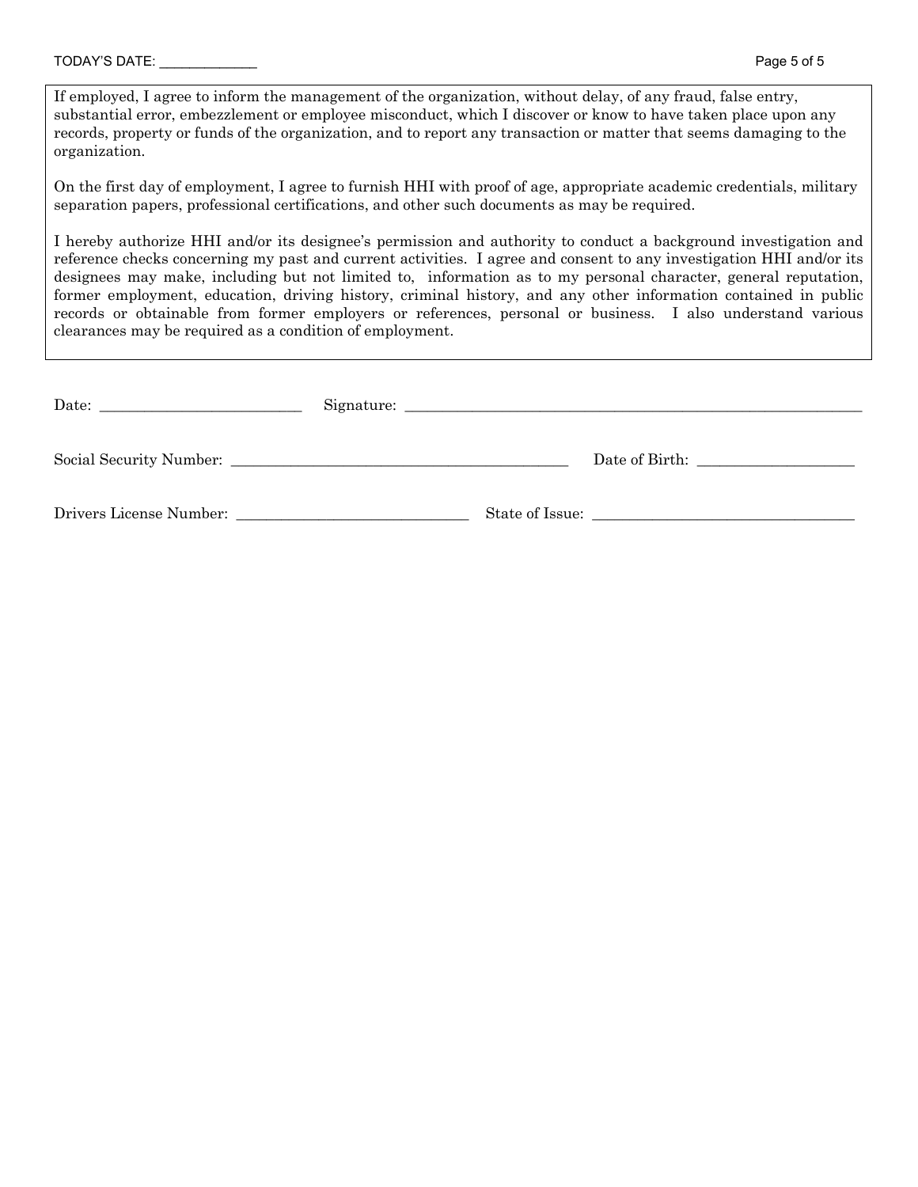TODAY'S DATE: ____________

If employed, I agree to inform the management of the organization, without delay, of any fraud, false entry, substantial error, embezzlement or employee misconduct, which I discover or know to have taken place upon any records, property or funds of the organization, and to report any transaction or matter that seems damaging to the organization.

On the first day of employment, I agree to furnish HHI with proof of age, appropriate academic credentials, military separation papers, professional certifications, and other such documents as may be required.

I hereby authorize HHI and/or its designee's permission and authority to conduct a background investigation and reference checks concerning my past and current activities. I agree and consent to any investigation HHI and/or its designees may make, including but not limited to, information as to my personal character, general reputation, former employment, education, driving history, criminal history, and any other information contained in public records or obtainable from former employers or references, personal or business. I also understand various clearances may be required as a condition of employment.

Date: __________________________ Signature: ____________________________________________________________

Social Security Number: ____________________________________________ Date of Birth: ____________________

Drivers License Number: ______________________________ State of Issue: __________________________________